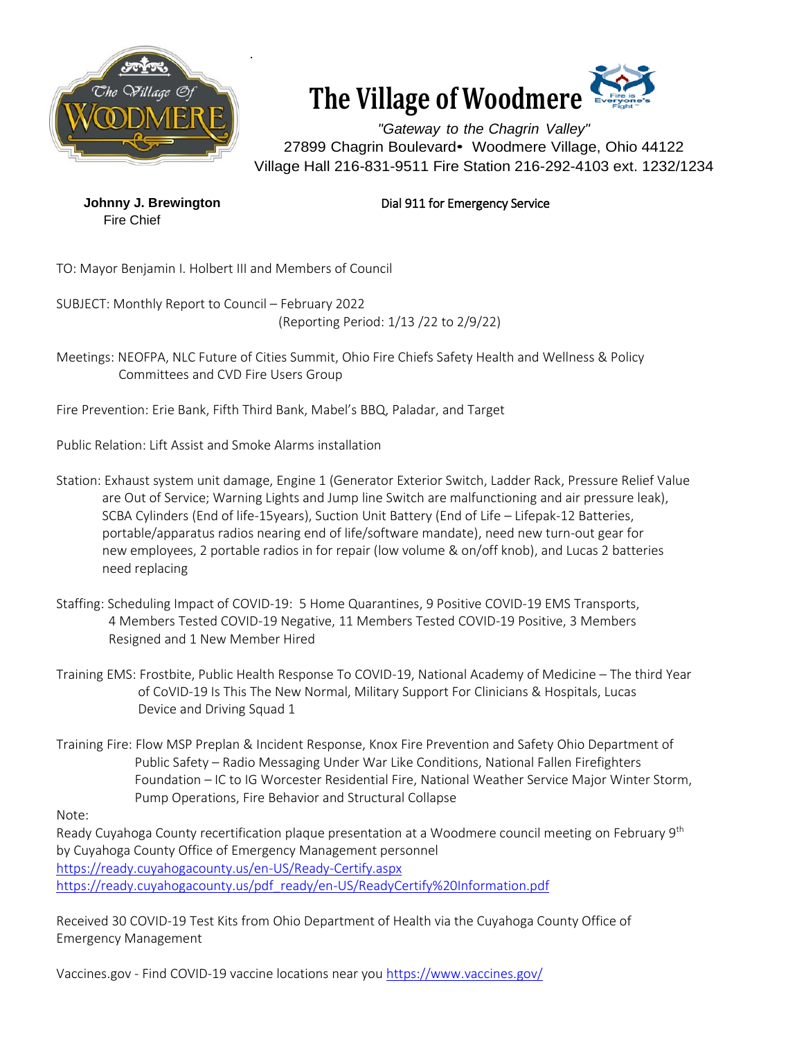# The Village of Woodmere

*"Gateway to the Chagrin Valley"*
27899 Chagrin Boulevard• Woodmere Village, Ohio 44122
Village Hall 216-831-9511 Fire Station 216-292-4103 ext. 1232/1234

**Johnny J. Brewington**
Fire Chief

Dial 911 for Emergency Service

TO: Mayor Benjamin I. Holbert III and Members of Council

SUBJECT: Monthly Report to Council – February 2022
(Reporting Period: 1/13 /22 to 2/9/22)

Meetings: NEOFPA, NLC Future of Cities Summit, Ohio Fire Chiefs Safety Health and Wellness & Policy Committees and CVD Fire Users Group

Fire Prevention: Erie Bank, Fifth Third Bank, Mabel's BBQ, Paladar, and Target

Public Relation: Lift Assist and Smoke Alarms installation

Station: Exhaust system unit damage, Engine 1 (Generator Exterior Switch, Ladder Rack, Pressure Relief Value are Out of Service; Warning Lights and Jump line Switch are malfunctioning and air pressure leak), SCBA Cylinders (End of life-15years), Suction Unit Battery (End of Life – Lifepak-12 Batteries, portable/apparatus radios nearing end of life/software mandate), need new turn-out gear for new employees, 2 portable radios in for repair (low volume & on/off knob), and Lucas 2 batteries need replacing

Staffing: Scheduling Impact of COVID-19: 5 Home Quarantines, 9 Positive COVID-19 EMS Transports, 4 Members Tested COVID-19 Negative, 11 Members Tested COVID-19 Positive, 3 Members Resigned and 1 New Member Hired

Training EMS: Frostbite, Public Health Response To COVID-19, National Academy of Medicine – The third Year of CoVID-19 Is This The New Normal, Military Support For Clinicians & Hospitals, Lucas Device and Driving Squad 1

Training Fire: Flow MSP Preplan & Incident Response, Knox Fire Prevention and Safety Ohio Department of Public Safety – Radio Messaging Under War Like Conditions, National Fallen Firefighters Foundation – IC to IG Worcester Residential Fire, National Weather Service Major Winter Storm, Pump Operations, Fire Behavior and Structural Collapse

Note:

Ready Cuyahoga County recertification plaque presentation at a Woodmere council meeting on February 9th by Cuyahoga County Office of Emergency Management personnel
https://ready.cuyahogacounty.us/en-US/Ready-Certify.aspx
https://ready.cuyahogacounty.us/pdf_ready/en-US/ReadyCertify%20Information.pdf

Received 30 COVID-19 Test Kits from Ohio Department of Health via the Cuyahoga County Office of Emergency Management

Vaccines.gov - Find COVID-19 vaccine locations near you https://www.vaccines.gov/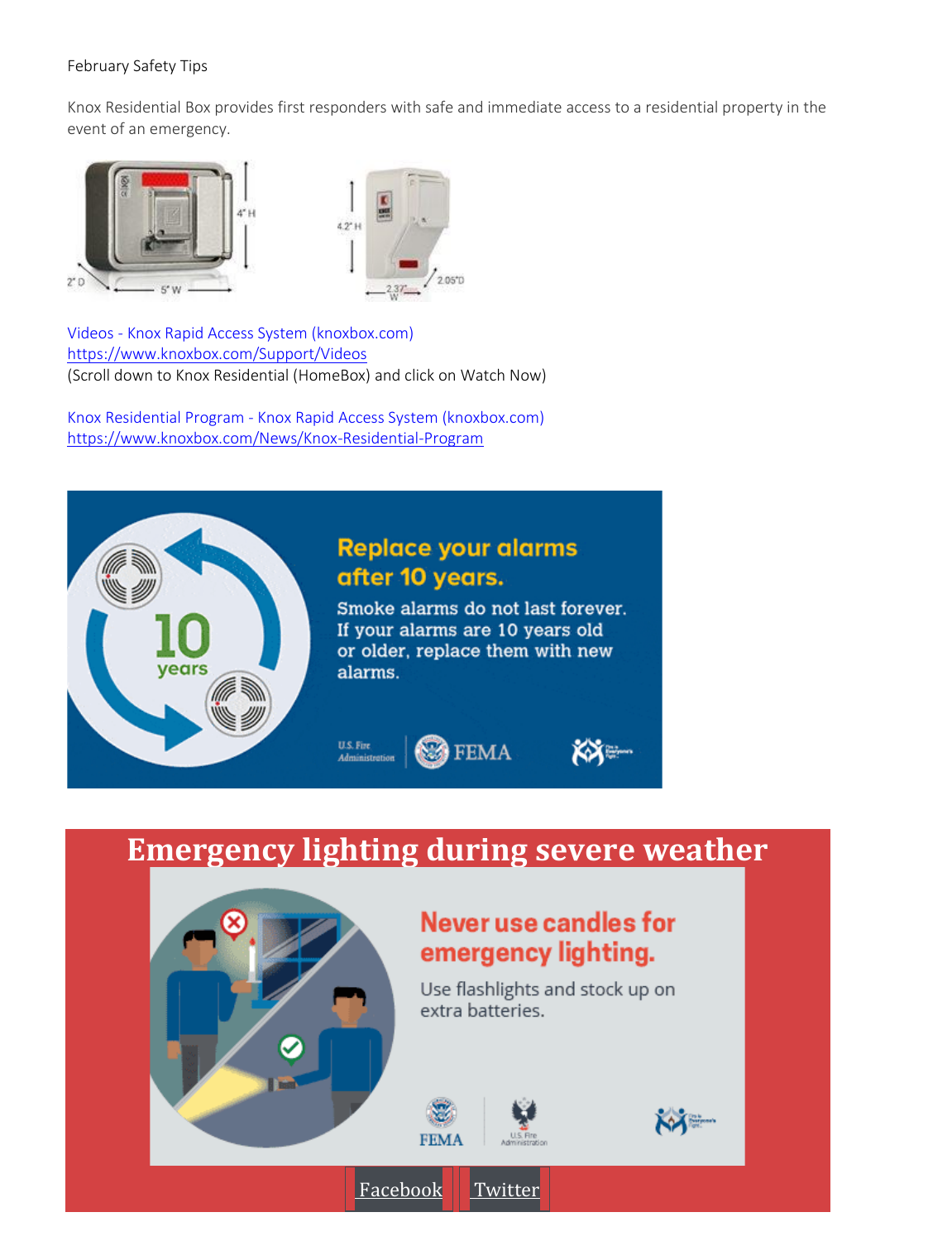February Safety Tips

Knox Residential Box provides first responders with safe and immediate access to a residential property in the event of an emergency.

Videos - Knox Rapid Access System (knoxbox.com)
https://www.knoxbox.com/Support/Videos
(Scroll down to Knox Residential (HomeBox) and click on Watch Now)

Knox Residential Program - Knox Rapid Access System (knoxbox.com)
https://www.knoxbox.com/News/Knox-Residential-Program

**Replace your alarms after 10 years.**

Smoke alarms do not last forever. If your alarms are 10 years old or older, replace them with new alarms.

U.S. Fire Administration | FEMA

# Emergency lighting during severe weather

**Never use candles for emergency lighting.**

Use flashlights and stock up on extra batteries.

FEMA | U.S. Fire Administration

Facebook Twitter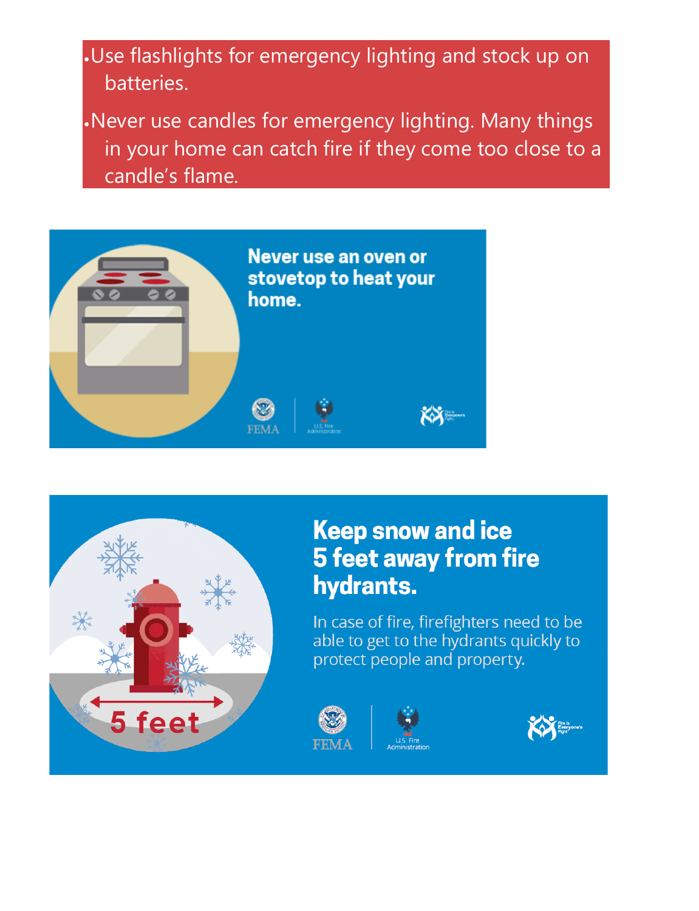- Use flashlights for emergency lighting and stock up on batteries.
- Never use candles for emergency lighting. Many things in your home can catch fire if they come too close to a candle's flame.

**Never use an oven or stovetop to heat your home.**

FEMA | U.S. Fire Administration | Fire is Everyone's Fight

**Keep snow and ice 5 feet away from fire hydrants.**

In case of fire, firefighters need to be able to get to the hydrants quickly to protect people and property.

5 feet

FEMA | U.S. Fire Administration | Fire is Everyone's Fight